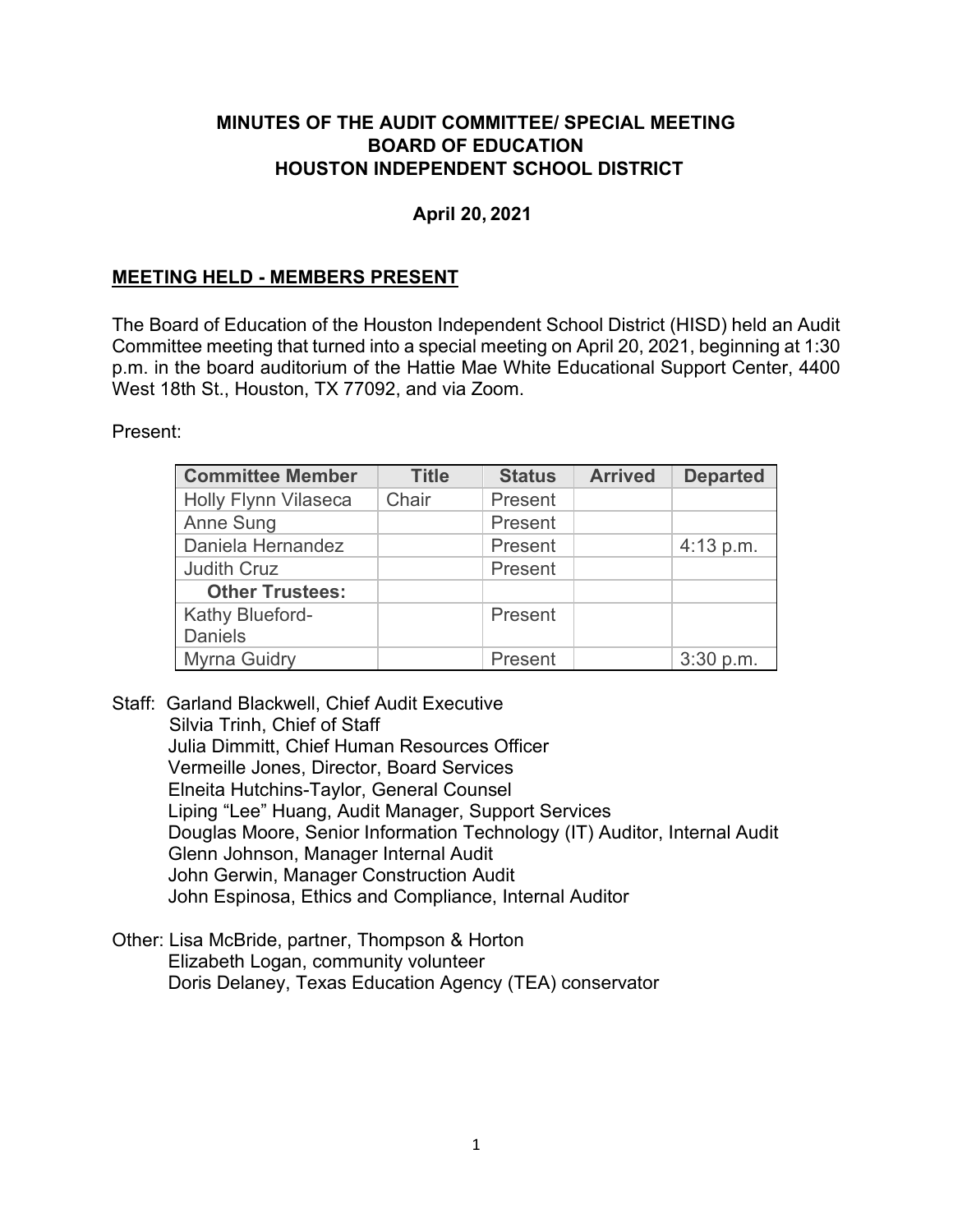**MINUTES OF THE AUDIT COMMITTEE/ SPECIAL MEETING**
**BOARD OF EDUCATION**
**HOUSTON INDEPENDENT SCHOOL DISTRICT**

**April 20, 2021**

## MEETING HELD - MEMBERS PRESENT

The Board of Education of the Houston Independent School District (HISD) held an Audit Committee meeting that turned into a special meeting on April 20, 2021, beginning at 1:30 p.m. in the board auditorium of the Hattie Mae White Educational Support Center, 4400 West 18th St., Houston, TX 77092, and via Zoom.

Present:

| Committee Member | Title | Status | Arrived | Departed |
|---|---|---|---|---|
| Holly Flynn Vilaseca | Chair | Present | | |
| Anne Sung | | Present | | |
| Daniela Hernandez | | Present | | 4:13 p.m. |
| Judith Cruz | | Present | | |
| **Other Trustees:** | | | | |
| Kathy Blueford-Daniels | | Present | | |
| Myrna Guidry | | Present | | 3:30 p.m. |

Staff: Garland Blackwell, Chief Audit Executive
Silvia Trinh, Chief of Staff
Julia Dimmitt, Chief Human Resources Officer
Vermeille Jones, Director, Board Services
Elneita Hutchins-Taylor, General Counsel
Liping "Lee" Huang, Audit Manager, Support Services
Douglas Moore, Senior Information Technology (IT) Auditor, Internal Audit
Glenn Johnson, Manager Internal Audit
John Gerwin, Manager Construction Audit
John Espinosa, Ethics and Compliance, Internal Auditor

Other: Lisa McBride, partner, Thompson & Horton
Elizabeth Logan, community volunteer
Doris Delaney, Texas Education Agency (TEA) conservator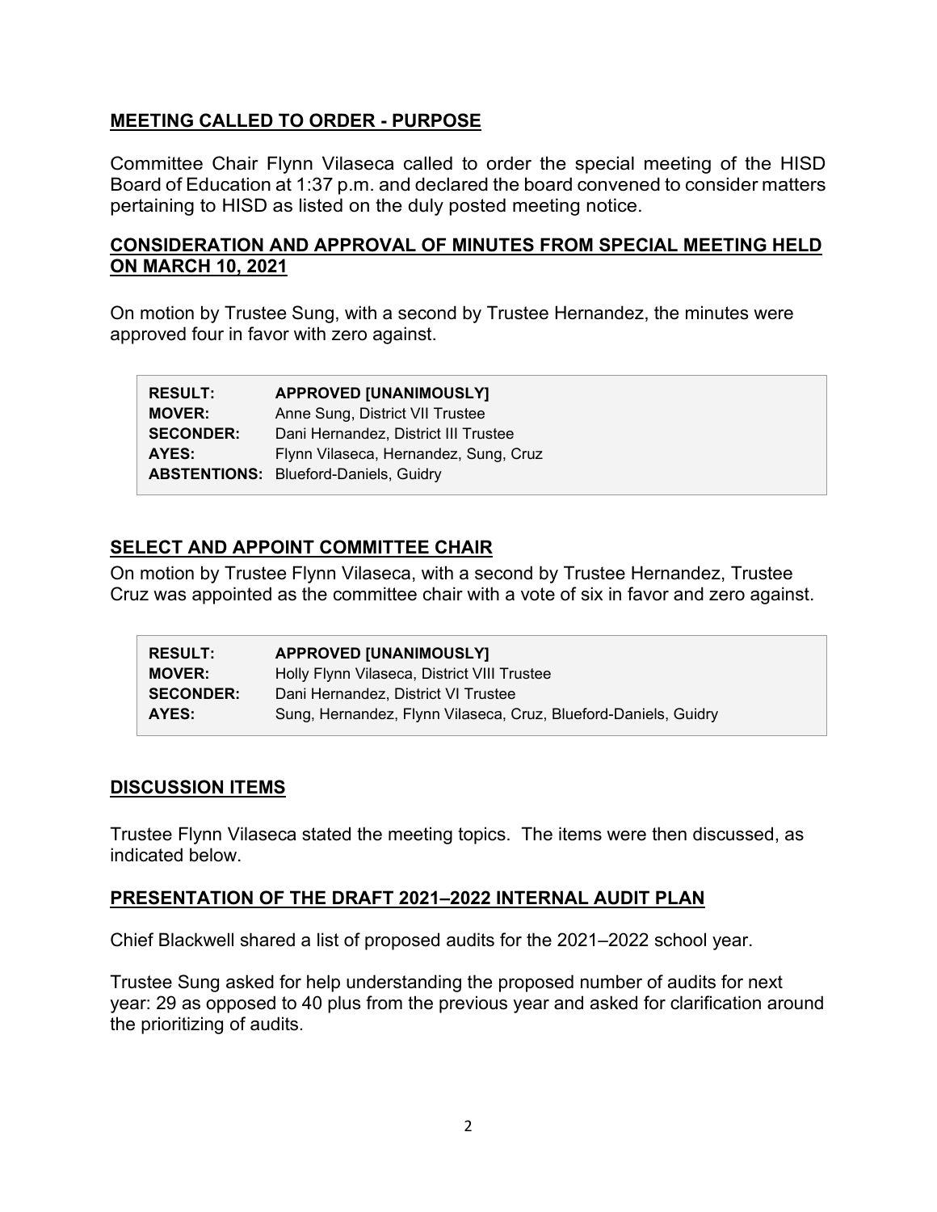## MEETING CALLED TO ORDER - PURPOSE

Committee Chair Flynn Vilaseca called to order the special meeting of the HISD Board of Education at 1:37 p.m. and declared the board convened to consider matters pertaining to HISD as listed on the duly posted meeting notice.

## CONSIDERATION AND APPROVAL OF MINUTES FROM SPECIAL MEETING HELD ON MARCH 10, 2021

On motion by Trustee Sung, with a second by Trustee Hernandez, the minutes were approved four in favor with zero against.

| | |
|---|---|
| **RESULT:** | **APPROVED [UNANIMOUSLY]** |
| **MOVER:** | Anne Sung, District VII Trustee |
| **SECONDER:** | Dani Hernandez, District III Trustee |
| **AYES:** | Flynn Vilaseca, Hernandez, Sung, Cruz |
| **ABSTENTIONS:** | Blueford-Daniels, Guidry |

## SELECT AND APPOINT COMMITTEE CHAIR

On motion by Trustee Flynn Vilaseca, with a second by Trustee Hernandez, Trustee Cruz was appointed as the committee chair with a vote of six in favor and zero against.

| | |
|---|---|
| **RESULT:** | **APPROVED [UNANIMOUSLY]** |
| **MOVER:** | Holly Flynn Vilaseca, District VIII Trustee |
| **SECONDER:** | Dani Hernandez, District VI Trustee |
| **AYES:** | Sung, Hernandez, Flynn Vilaseca, Cruz, Blueford-Daniels, Guidry |

## DISCUSSION ITEMS

Trustee Flynn Vilaseca stated the meeting topics. The items were then discussed, as indicated below.

## PRESENTATION OF THE DRAFT 2021–2022 INTERNAL AUDIT PLAN

Chief Blackwell shared a list of proposed audits for the 2021–2022 school year.

Trustee Sung asked for help understanding the proposed number of audits for next year: 29 as opposed to 40 plus from the previous year and asked for clarification around the prioritizing of audits.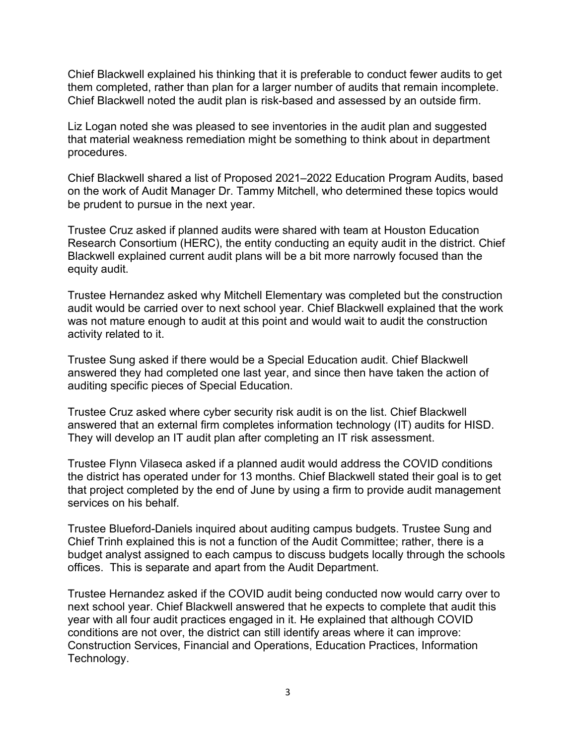Chief Blackwell explained his thinking that it is preferable to conduct fewer audits to get them completed, rather than plan for a larger number of audits that remain incomplete. Chief Blackwell noted the audit plan is risk-based and assessed by an outside firm.

Liz Logan noted she was pleased to see inventories in the audit plan and suggested that material weakness remediation might be something to think about in department procedures.

Chief Blackwell shared a list of Proposed 2021–2022 Education Program Audits, based on the work of Audit Manager Dr. Tammy Mitchell, who determined these topics would be prudent to pursue in the next year.

Trustee Cruz asked if planned audits were shared with team at Houston Education Research Consortium (HERC), the entity conducting an equity audit in the district. Chief Blackwell explained current audit plans will be a bit more narrowly focused than the equity audit.

Trustee Hernandez asked why Mitchell Elementary was completed but the construction audit would be carried over to next school year. Chief Blackwell explained that the work was not mature enough to audit at this point and would wait to audit the construction activity related to it.

Trustee Sung asked if there would be a Special Education audit. Chief Blackwell answered they had completed one last year, and since then have taken the action of auditing specific pieces of Special Education.

Trustee Cruz asked where cyber security risk audit is on the list. Chief Blackwell answered that an external firm completes information technology (IT) audits for HISD. They will develop an IT audit plan after completing an IT risk assessment.

Trustee Flynn Vilaseca asked if a planned audit would address the COVID conditions the district has operated under for 13 months. Chief Blackwell stated their goal is to get that project completed by the end of June by using a firm to provide audit management services on his behalf.

Trustee Blueford-Daniels inquired about auditing campus budgets. Trustee Sung and Chief Trinh explained this is not a function of the Audit Committee; rather, there is a budget analyst assigned to each campus to discuss budgets locally through the schools offices. This is separate and apart from the Audit Department.

Trustee Hernandez asked if the COVID audit being conducted now would carry over to next school year. Chief Blackwell answered that he expects to complete that audit this year with all four audit practices engaged in it. He explained that although COVID conditions are not over, the district can still identify areas where it can improve: Construction Services, Financial and Operations, Education Practices, Information Technology.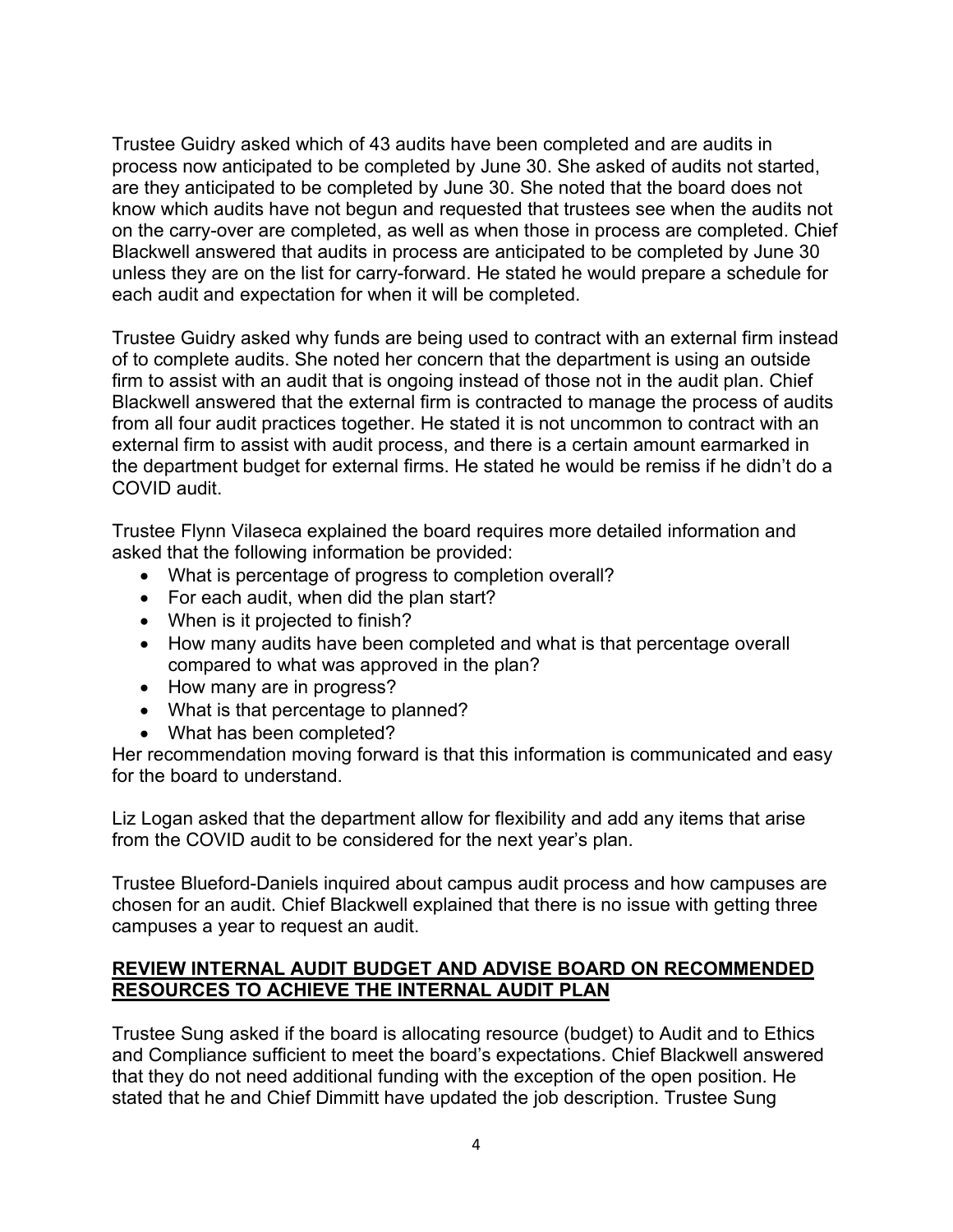Trustee Guidry asked which of 43 audits have been completed and are audits in process now anticipated to be completed by June 30. She asked of audits not started, are they anticipated to be completed by June 30. She noted that the board does not know which audits have not begun and requested that trustees see when the audits not on the carry-over are completed, as well as when those in process are completed. Chief Blackwell answered that audits in process are anticipated to be completed by June 30 unless they are on the list for carry-forward. He stated he would prepare a schedule for each audit and expectation for when it will be completed.

Trustee Guidry asked why funds are being used to contract with an external firm instead of to complete audits. She noted her concern that the department is using an outside firm to assist with an audit that is ongoing instead of those not in the audit plan. Chief Blackwell answered that the external firm is contracted to manage the process of audits from all four audit practices together. He stated it is not uncommon to contract with an external firm to assist with audit process, and there is a certain amount earmarked in the department budget for external firms. He stated he would be remiss if he didn't do a COVID audit.

Trustee Flynn Vilaseca explained the board requires more detailed information and asked that the following information be provided:

- What is percentage of progress to completion overall?
- For each audit, when did the plan start?
- When is it projected to finish?
- How many audits have been completed and what is that percentage overall compared to what was approved in the plan?
- How many are in progress?
- What is that percentage to planned?
- What has been completed?

Her recommendation moving forward is that this information is communicated and easy for the board to understand.

Liz Logan asked that the department allow for flexibility and add any items that arise from the COVID audit to be considered for the next year's plan.

Trustee Blueford-Daniels inquired about campus audit process and how campuses are chosen for an audit. Chief Blackwell explained that there is no issue with getting three campuses a year to request an audit.

## REVIEW INTERNAL AUDIT BUDGET AND ADVISE BOARD ON RECOMMENDED RESOURCES TO ACHIEVE THE INTERNAL AUDIT PLAN

Trustee Sung asked if the board is allocating resource (budget) to Audit and to Ethics and Compliance sufficient to meet the board's expectations. Chief Blackwell answered that they do not need additional funding with the exception of the open position. He stated that he and Chief Dimmitt have updated the job description. Trustee Sung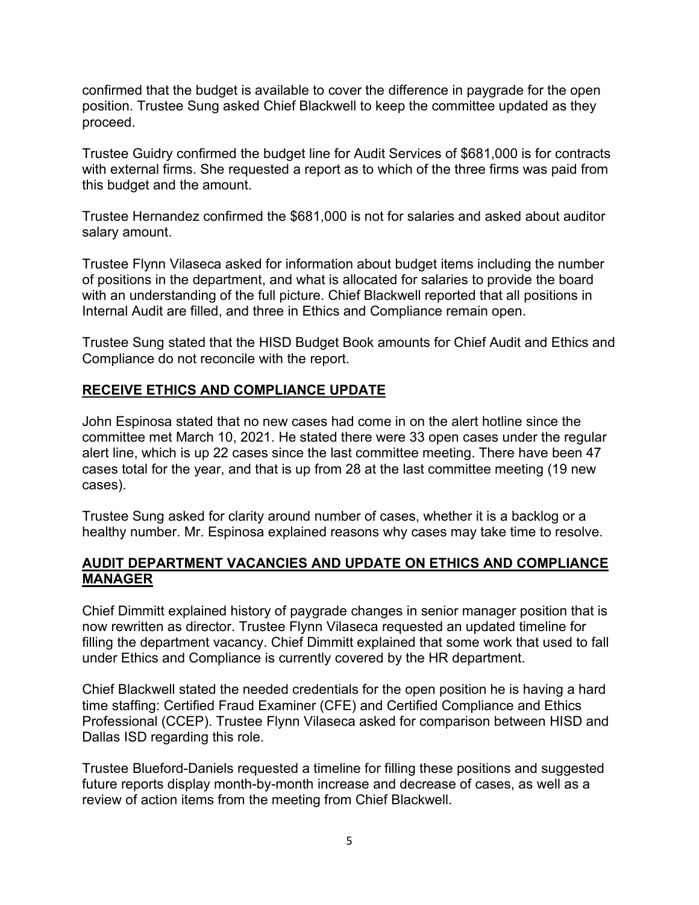confirmed that the budget is available to cover the difference in paygrade for the open position. Trustee Sung asked Chief Blackwell to keep the committee updated as they proceed.

Trustee Guidry confirmed the budget line for Audit Services of $681,000 is for contracts with external firms. She requested a report as to which of the three firms was paid from this budget and the amount.

Trustee Hernandez confirmed the $681,000 is not for salaries and asked about auditor salary amount.

Trustee Flynn Vilaseca asked for information about budget items including the number of positions in the department, and what is allocated for salaries to provide the board with an understanding of the full picture. Chief Blackwell reported that all positions in Internal Audit are filled, and three in Ethics and Compliance remain open.

Trustee Sung stated that the HISD Budget Book amounts for Chief Audit and Ethics and Compliance do not reconcile with the report.

## **RECEIVE ETHICS AND COMPLIANCE UPDATE**

John Espinosa stated that no new cases had come in on the alert hotline since the committee met March 10, 2021. He stated there were 33 open cases under the regular alert line, which is up 22 cases since the last committee meeting. There have been 47 cases total for the year, and that is up from 28 at the last committee meeting (19 new cases).

Trustee Sung asked for clarity around number of cases, whether it is a backlog or a healthy number. Mr. Espinosa explained reasons why cases may take time to resolve.

## **AUDIT DEPARTMENT VACANCIES AND UPDATE ON ETHICS AND COMPLIANCE MANAGER**

Chief Dimmitt explained history of paygrade changes in senior manager position that is now rewritten as director. Trustee Flynn Vilaseca requested an updated timeline for filling the department vacancy. Chief Dimmitt explained that some work that used to fall under Ethics and Compliance is currently covered by the HR department.

Chief Blackwell stated the needed credentials for the open position he is having a hard time staffing: Certified Fraud Examiner (CFE) and Certified Compliance and Ethics Professional (CCEP). Trustee Flynn Vilaseca asked for comparison between HISD and Dallas ISD regarding this role.

Trustee Blueford-Daniels requested a timeline for filling these positions and suggested future reports display month-by-month increase and decrease of cases, as well as a review of action items from the meeting from Chief Blackwell.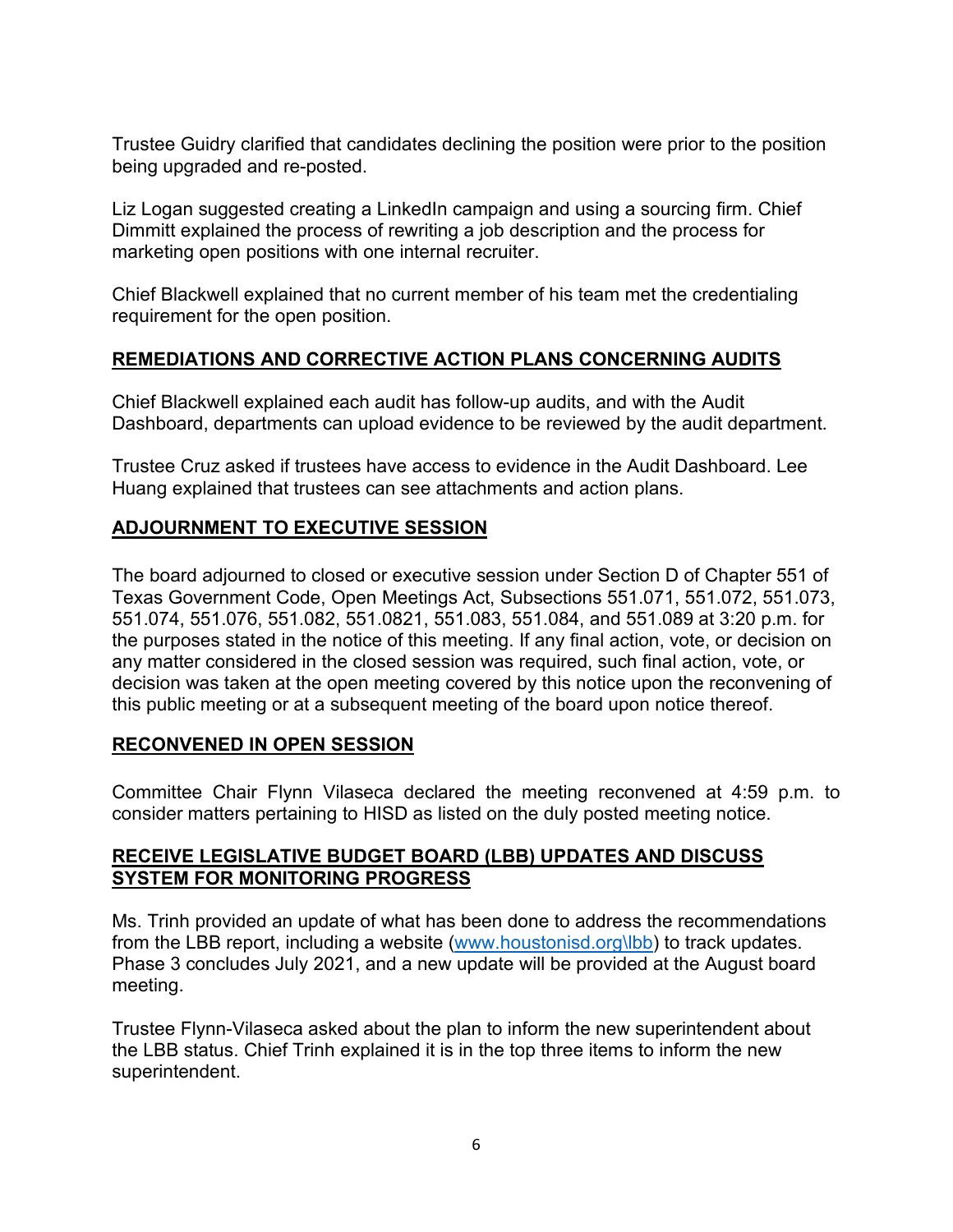Trustee Guidry clarified that candidates declining the position were prior to the position being upgraded and re-posted.

Liz Logan suggested creating a LinkedIn campaign and using a sourcing firm. Chief Dimmitt explained the process of rewriting a job description and the process for marketing open positions with one internal recruiter.

Chief Blackwell explained that no current member of his team met the credentialing requirement for the open position.

## REMEDIATIONS AND CORRECTIVE ACTION PLANS CONCERNING AUDITS

Chief Blackwell explained each audit has follow-up audits, and with the Audit Dashboard, departments can upload evidence to be reviewed by the audit department.

Trustee Cruz asked if trustees have access to evidence in the Audit Dashboard. Lee Huang explained that trustees can see attachments and action plans.

## ADJOURNMENT TO EXECUTIVE SESSION

The board adjourned to closed or executive session under Section D of Chapter 551 of Texas Government Code, Open Meetings Act, Subsections 551.071, 551.072, 551.073, 551.074, 551.076, 551.082, 551.0821, 551.083, 551.084, and 551.089 at 3:20 p.m. for the purposes stated in the notice of this meeting. If any final action, vote, or decision on any matter considered in the closed session was required, such final action, vote, or decision was taken at the open meeting covered by this notice upon the reconvening of this public meeting or at a subsequent meeting of the board upon notice thereof.

## RECONVENED IN OPEN SESSION

Committee Chair Flynn Vilaseca declared the meeting reconvened at 4:59 p.m. to consider matters pertaining to HISD as listed on the duly posted meeting notice.

## RECEIVE LEGISLATIVE BUDGET BOARD (LBB) UPDATES AND DISCUSS SYSTEM FOR MONITORING PROGRESS

Ms. Trinh provided an update of what has been done to address the recommendations from the LBB report, including a website (www.houstonisd.org\lbb) to track updates. Phase 3 concludes July 2021, and a new update will be provided at the August board meeting.

Trustee Flynn-Vilaseca asked about the plan to inform the new superintendent about the LBB status. Chief Trinh explained it is in the top three items to inform the new superintendent.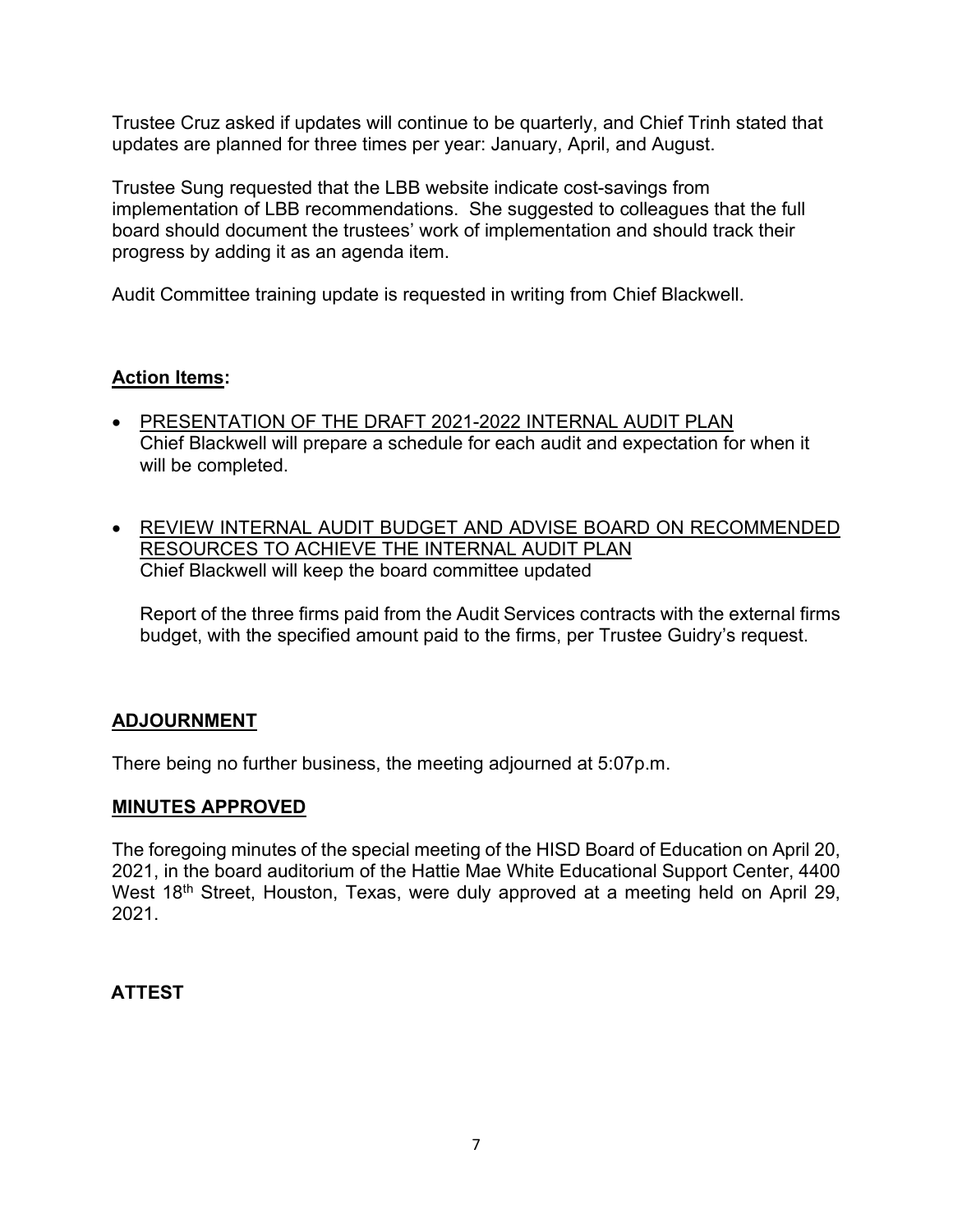Trustee Cruz asked if updates will continue to be quarterly, and Chief Trinh stated that updates are planned for three times per year: January, April, and August.

Trustee Sung requested that the LBB website indicate cost-savings from implementation of LBB recommendations. She suggested to colleagues that the full board should document the trustees' work of implementation and should track their progress by adding it as an agenda item.

Audit Committee training update is requested in writing from Chief Blackwell.

**Action Items:**

- PRESENTATION OF THE DRAFT 2021-2022 INTERNAL AUDIT PLAN
  Chief Blackwell will prepare a schedule for each audit and expectation for when it will be completed.

- REVIEW INTERNAL AUDIT BUDGET AND ADVISE BOARD ON RECOMMENDED RESOURCES TO ACHIEVE THE INTERNAL AUDIT PLAN
  Chief Blackwell will keep the board committee updated

  Report of the three firms paid from the Audit Services contracts with the external firms budget, with the specified amount paid to the firms, per Trustee Guidry's request.

## ADJOURNMENT

There being no further business, the meeting adjourned at 5:07p.m.

## MINUTES APPROVED

The foregoing minutes of the special meeting of the HISD Board of Education on April 20, 2021, in the board auditorium of the Hattie Mae White Educational Support Center, 4400 West 18th Street, Houston, Texas, were duly approved at a meeting held on April 29, 2021.

**ATTEST**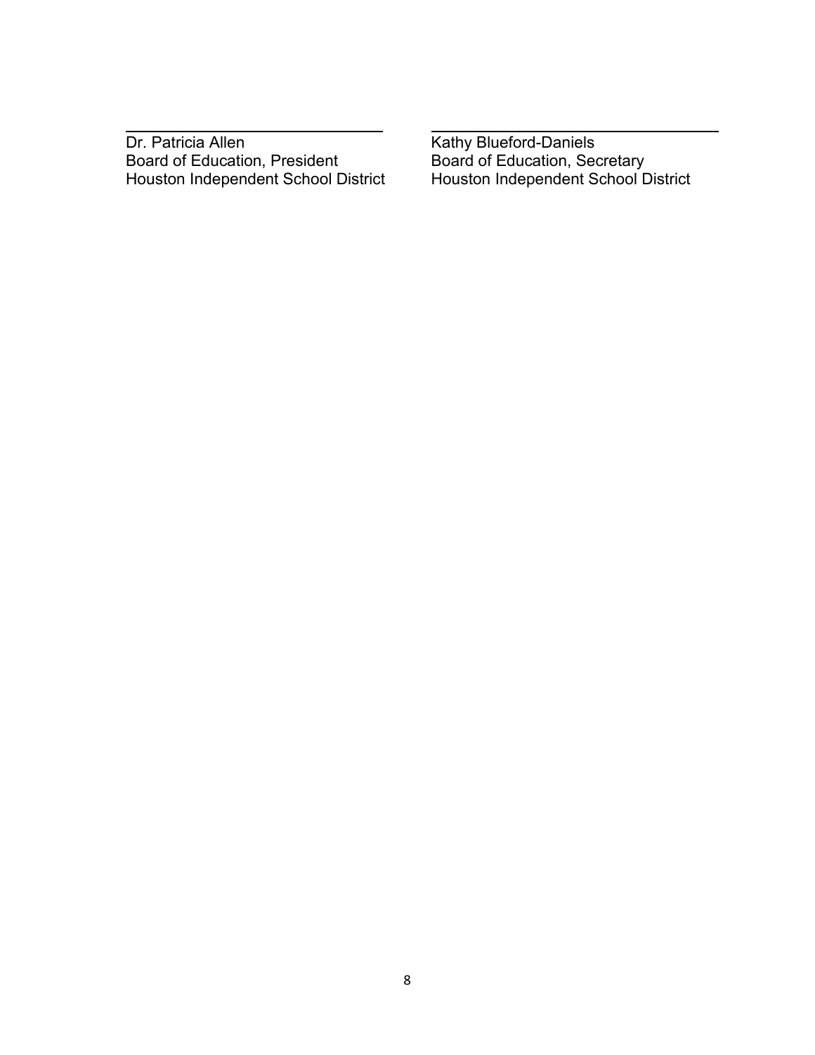Dr. Patricia Allen
Board of Education, President
Houston Independent School District

Kathy Blueford-Daniels
Board of Education, Secretary
Houston Independent School District